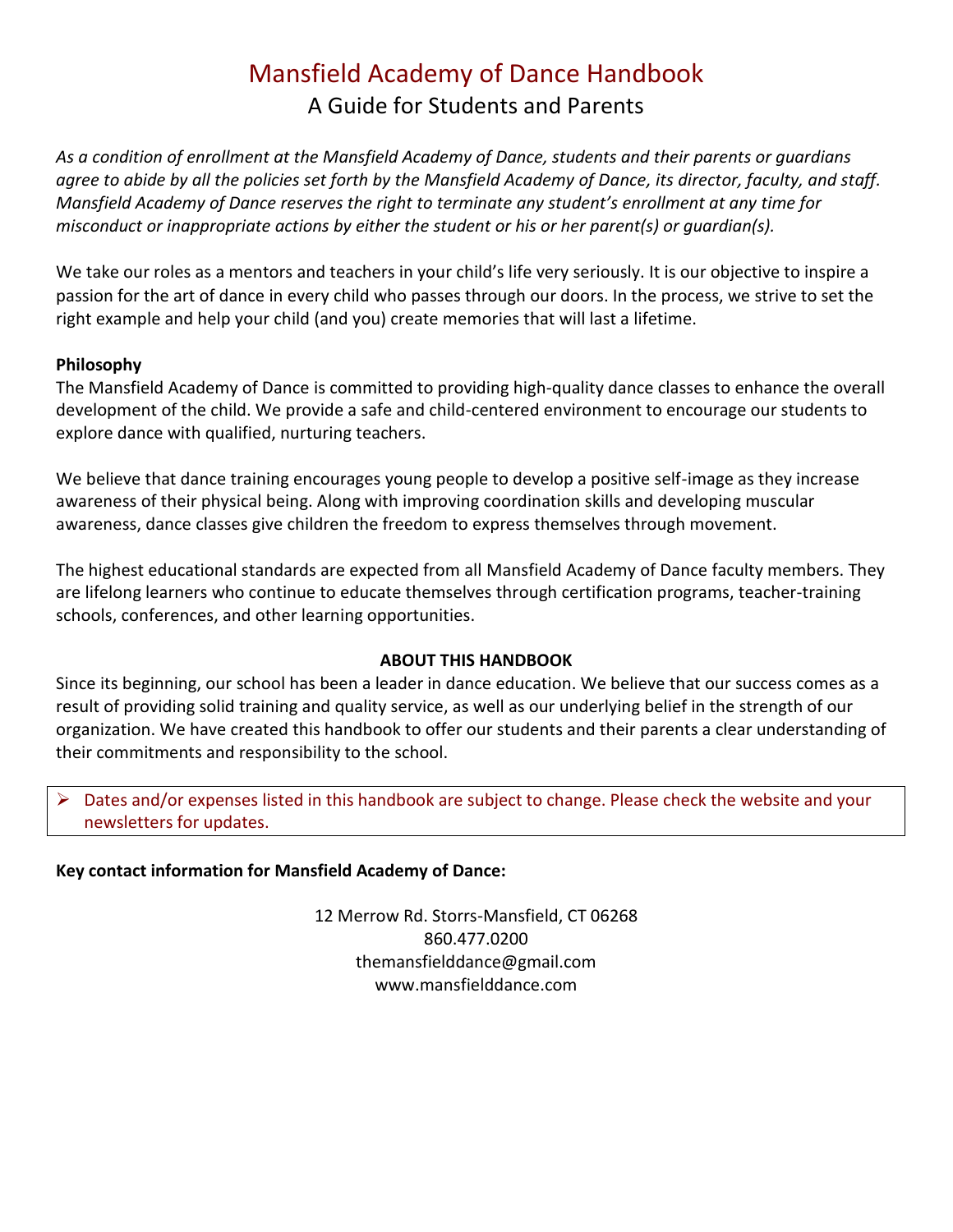# Mansfield Academy of Dance Handbook

## A Guide for Students and Parents

*As a condition of enrollment at the Mansfield Academy of Dance, students and their parents or guardians agree to abide by all the policies set forth by the Mansfield Academy of Dance, its director, faculty, and staff. Mansfield Academy of Dance reserves the right to terminate any student's enrollment at any time for misconduct or inappropriate actions by either the student or his or her parent(s) or guardian(s).*

We take our roles as a mentors and teachers in your child's life very seriously. It is our objective to inspire a passion for the art of dance in every child who passes through our doors. In the process, we strive to set the right example and help your child (and you) create memories that will last a lifetime.

**Philosophy**

The Mansfield Academy of Dance is committed to providing high-quality dance classes to enhance the overall development of the child. We provide a safe and child-centered environment to encourage our students to explore dance with qualified, nurturing teachers.

We believe that dance training encourages young people to develop a positive self-image as they increase awareness of their physical being. Along with improving coordination skills and developing muscular awareness, dance classes give children the freedom to express themselves through movement.

The highest educational standards are expected from all Mansfield Academy of Dance faculty members. They are lifelong learners who continue to educate themselves through certification programs, teacher-training schools, conferences, and other learning opportunities.

**ABOUT THIS HANDBOOK**

Since its beginning, our school has been a leader in dance education. We believe that our success comes as a result of providing solid training and quality service, as well as our underlying belief in the strength of our organization. We have created this handbook to offer our students and their parents a clear understanding of their commitments and responsibility to the school.

- Dates and/or expenses listed in this handbook are subject to change. Please check the website and your newsletters for updates.

**Key contact information for Mansfield Academy of Dance:**

12 Merrow Rd. Storrs-Mansfield, CT 06268
860.477.0200
themansfielddance@gmail.com
www.mansfielddance.com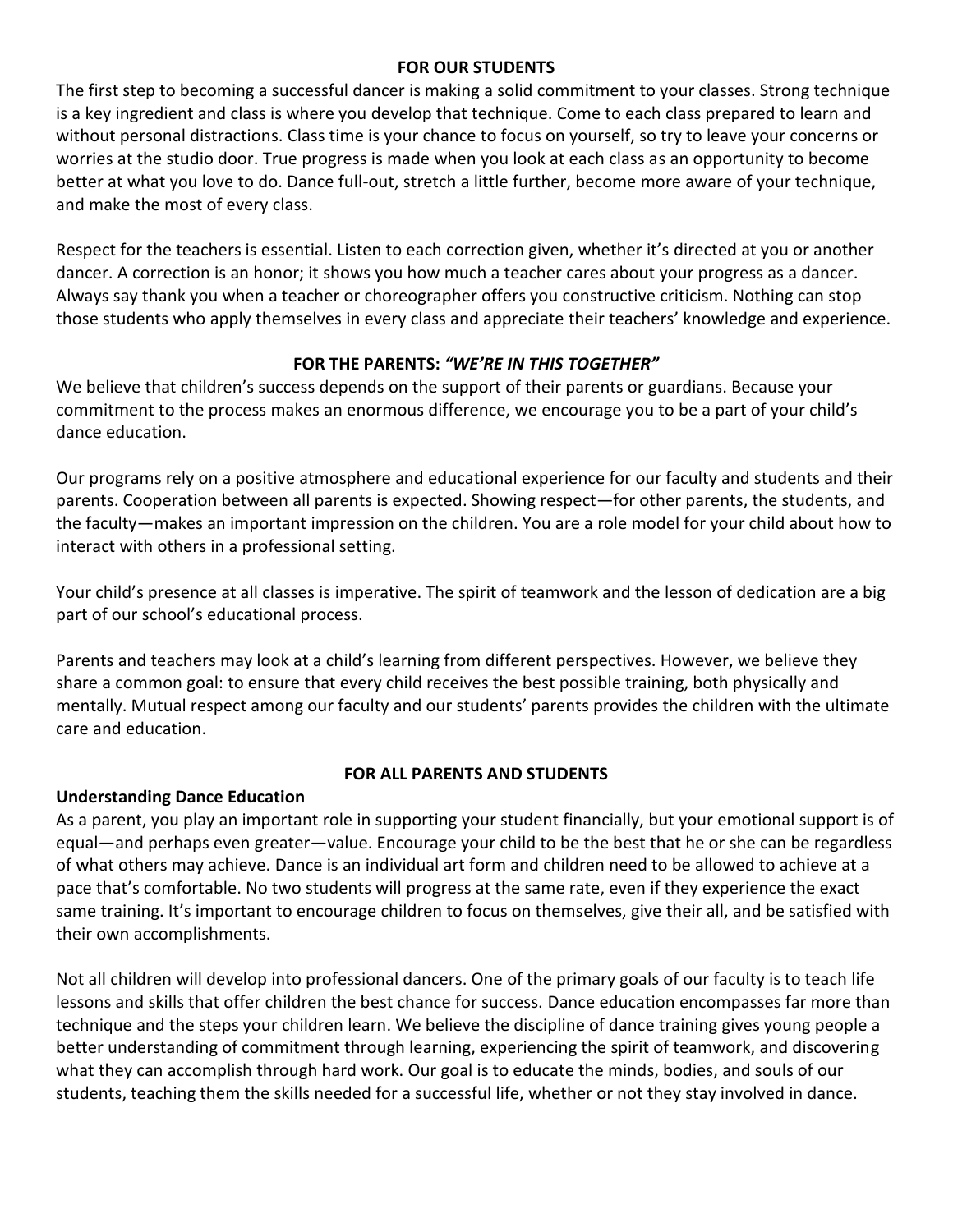## FOR OUR STUDENTS

The first step to becoming a successful dancer is making a solid commitment to your classes. Strong technique is a key ingredient and class is where you develop that technique. Come to each class prepared to learn and without personal distractions. Class time is your chance to focus on yourself, so try to leave your concerns or worries at the studio door. True progress is made when you look at each class as an opportunity to become better at what you love to do. Dance full-out, stretch a little further, become more aware of your technique, and make the most of every class.

Respect for the teachers is essential. Listen to each correction given, whether it's directed at you or another dancer. A correction is an honor; it shows you how much a teacher cares about your progress as a dancer. Always say thank you when a teacher or choreographer offers you constructive criticism. Nothing can stop those students who apply themselves in every class and appreciate their teachers' knowledge and experience.

## FOR THE PARENTS: *"WE'RE IN THIS TOGETHER"*

We believe that children's success depends on the support of their parents or guardians. Because your commitment to the process makes an enormous difference, we encourage you to be a part of your child's dance education.

Our programs rely on a positive atmosphere and educational experience for our faculty and students and their parents. Cooperation between all parents is expected. Showing respect—for other parents, the students, and the faculty—makes an important impression on the children. You are a role model for your child about how to interact with others in a professional setting.

Your child's presence at all classes is imperative. The spirit of teamwork and the lesson of dedication are a big part of our school's educational process.

Parents and teachers may look at a child's learning from different perspectives. However, we believe they share a common goal: to ensure that every child receives the best possible training, both physically and mentally. Mutual respect among our faculty and our students' parents provides the children with the ultimate care and education.

## FOR ALL PARENTS AND STUDENTS

### Understanding Dance Education

As a parent, you play an important role in supporting your student financially, but your emotional support is of equal—and perhaps even greater—value. Encourage your child to be the best that he or she can be regardless of what others may achieve. Dance is an individual art form and children need to be allowed to achieve at a pace that's comfortable. No two students will progress at the same rate, even if they experience the exact same training. It's important to encourage children to focus on themselves, give their all, and be satisfied with their own accomplishments.

Not all children will develop into professional dancers. One of the primary goals of our faculty is to teach life lessons and skills that offer children the best chance for success. Dance education encompasses far more than technique and the steps your children learn. We believe the discipline of dance training gives young people a better understanding of commitment through learning, experiencing the spirit of teamwork, and discovering what they can accomplish through hard work. Our goal is to educate the minds, bodies, and souls of our students, teaching them the skills needed for a successful life, whether or not they stay involved in dance.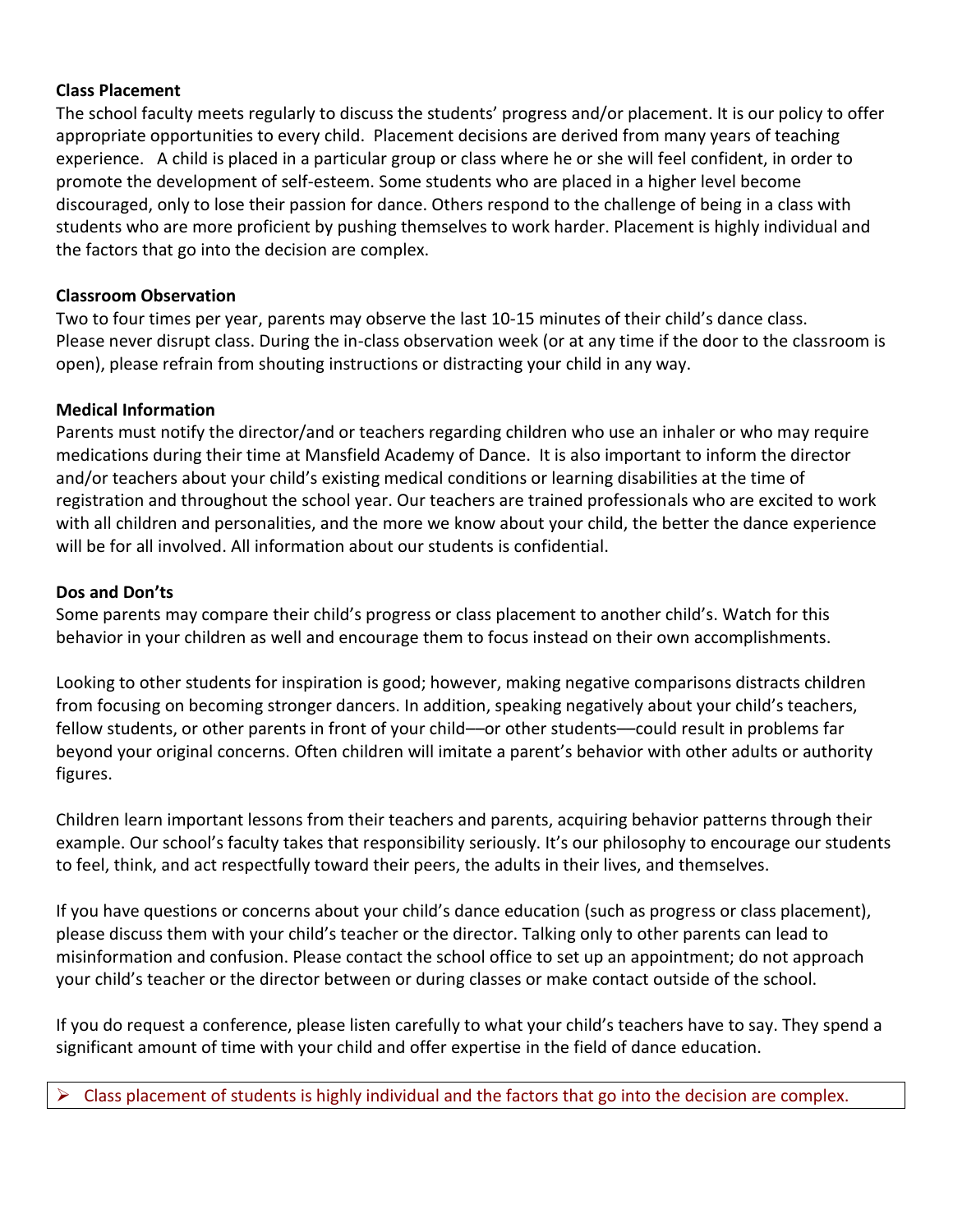**Class Placement**

The school faculty meets regularly to discuss the students' progress and/or placement. It is our policy to offer appropriate opportunities to every child. Placement decisions are derived from many years of teaching experience. A child is placed in a particular group or class where he or she will feel confident, in order to promote the development of self-esteem. Some students who are placed in a higher level become discouraged, only to lose their passion for dance. Others respond to the challenge of being in a class with students who are more proficient by pushing themselves to work harder. Placement is highly individual and the factors that go into the decision are complex.

**Classroom Observation**

Two to four times per year, parents may observe the last 10-15 minutes of their child's dance class. Please never disrupt class. During the in-class observation week (or at any time if the door to the classroom is open), please refrain from shouting instructions or distracting your child in any way.

**Medical Information**

Parents must notify the director/and or teachers regarding children who use an inhaler or who may require medications during their time at Mansfield Academy of Dance. It is also important to inform the director and/or teachers about your child's existing medical conditions or learning disabilities at the time of registration and throughout the school year. Our teachers are trained professionals who are excited to work with all children and personalities, and the more we know about your child, the better the dance experience will be for all involved. All information about our students is confidential.

**Dos and Don'ts**

Some parents may compare their child's progress or class placement to another child's. Watch for this behavior in your children as well and encourage them to focus instead on their own accomplishments.

Looking to other students for inspiration is good; however, making negative comparisons distracts children from focusing on becoming stronger dancers. In addition, speaking negatively about your child's teachers, fellow students, or other parents in front of your child––or other students––could result in problems far beyond your original concerns. Often children will imitate a parent's behavior with other adults or authority figures.

Children learn important lessons from their teachers and parents, acquiring behavior patterns through their example. Our school's faculty takes that responsibility seriously. It's our philosophy to encourage our students to feel, think, and act respectfully toward their peers, the adults in their lives, and themselves.

If you have questions or concerns about your child's dance education (such as progress or class placement), please discuss them with your child's teacher or the director. Talking only to other parents can lead to misinformation and confusion. Please contact the school office to set up an appointment; do not approach your child's teacher or the director between or during classes or make contact outside of the school.

If you do request a conference, please listen carefully to what your child's teachers have to say. They spend a significant amount of time with your child and offer expertise in the field of dance education.

- Class placement of students is highly individual and the factors that go into the decision are complex.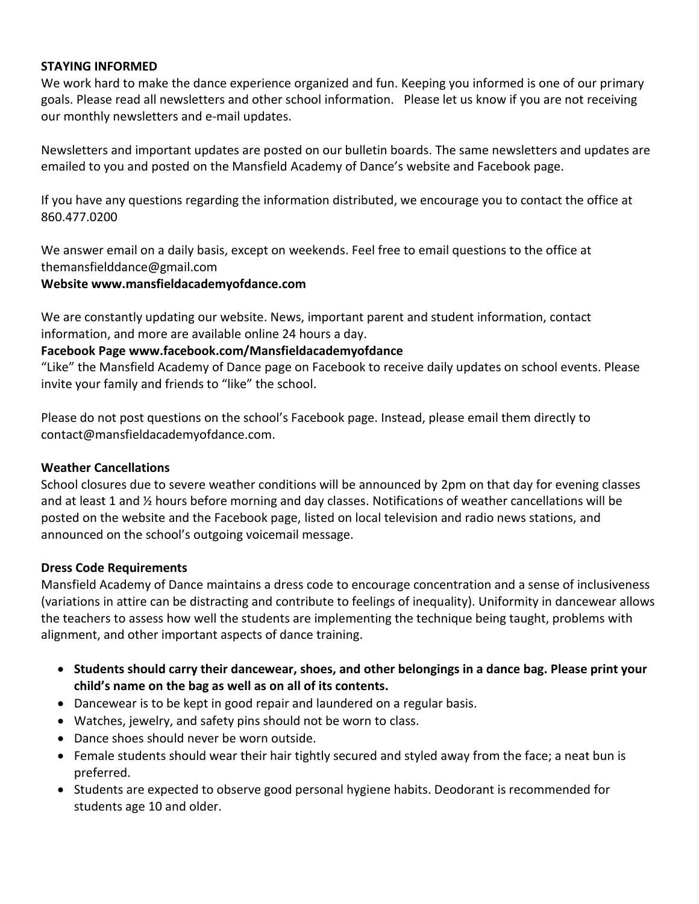**STAYING INFORMED**

We work hard to make the dance experience organized and fun. Keeping you informed is one of our primary goals. Please read all newsletters and other school information. Please let us know if you are not receiving our monthly newsletters and e-mail updates.

Newsletters and important updates are posted on our bulletin boards. The same newsletters and updates are emailed to you and posted on the Mansfield Academy of Dance's website and Facebook page.

If you have any questions regarding the information distributed, we encourage you to contact the office at 860.477.0200

We answer email on a daily basis, except on weekends. Feel free to email questions to the office at themansfielddance@gmail.com

**Website www.mansfieldacademyofdance.com**

We are constantly updating our website. News, important parent and student information, contact information, and more are available online 24 hours a day.

**Facebook Page www.facebook.com/Mansfieldacademyofdance**

"Like" the Mansfield Academy of Dance page on Facebook to receive daily updates on school events. Please invite your family and friends to "like" the school.

Please do not post questions on the school's Facebook page. Instead, please email them directly to contact@mansfieldacademyofdance.com.

**Weather Cancellations**

School closures due to severe weather conditions will be announced by 2pm on that day for evening classes and at least 1 and ½ hours before morning and day classes. Notifications of weather cancellations will be posted on the website and the Facebook page, listed on local television and radio news stations, and announced on the school's outgoing voicemail message.

**Dress Code Requirements**

Mansfield Academy of Dance maintains a dress code to encourage concentration and a sense of inclusiveness (variations in attire can be distracting and contribute to feelings of inequality). Uniformity in dancewear allows the teachers to assess how well the students are implementing the technique being taught, problems with alignment, and other important aspects of dance training.

- **Students should carry their dancewear, shoes, and other belongings in a dance bag. Please print your child's name on the bag as well as on all of its contents.**
- Dancewear is to be kept in good repair and laundered on a regular basis.
- Watches, jewelry, and safety pins should not be worn to class.
- Dance shoes should never be worn outside.
- Female students should wear their hair tightly secured and styled away from the face; a neat bun is preferred.
- Students are expected to observe good personal hygiene habits. Deodorant is recommended for students age 10 and older.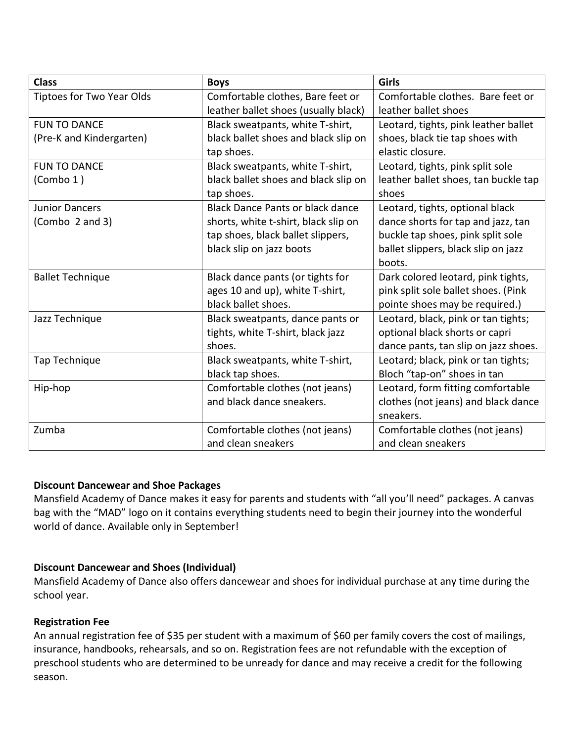| Class | Boys | Girls |
|---|---|---|
| Tiptoes for Two Year Olds | Comfortable clothes, Bare feet or leather ballet shoes (usually black) | Comfortable clothes. Bare feet or leather ballet shoes |
| FUN TO DANCE (Pre-K and Kindergarten) | Black sweatpants, white T-shirt, black ballet shoes and black slip on tap shoes. | Leotard, tights, pink leather ballet shoes, black tie tap shoes with elastic closure. |
| FUN TO DANCE (Combo 1 ) | Black sweatpants, white T-shirt, black ballet shoes and black slip on tap shoes. | Leotard, tights, pink split sole leather ballet shoes, tan buckle tap shoes |
| Junior Dancers (Combo 2 and 3) | Black Dance Pants or black dance shorts, white t-shirt, black slip on tap shoes, black ballet slippers, black slip on jazz boots | Leotard, tights, optional black dance shorts for tap and jazz, tan buckle tap shoes, pink split sole ballet slippers, black slip on jazz boots. |
| Ballet Technique | Black dance pants (or tights for ages 10 and up), white T-shirt, black ballet shoes. | Dark colored leotard, pink tights, pink split sole ballet shoes. (Pink pointe shoes may be required.) |
| Jazz Technique | Black sweatpants, dance pants or tights, white T-shirt, black jazz shoes. | Leotard, black, pink or tan tights; optional black shorts or capri dance pants, tan slip on jazz shoes. |
| Tap Technique | Black sweatpants, white T-shirt, black tap shoes. | Leotard; black, pink or tan tights; Bloch "tap-on" shoes in tan |
| Hip-hop | Comfortable clothes (not jeans) and black dance sneakers. | Leotard, form fitting comfortable clothes (not jeans) and black dance sneakers. |
| Zumba | Comfortable clothes (not jeans) and clean sneakers | Comfortable clothes (not jeans) and clean sneakers |

**Discount Dancewear and Shoe Packages**

Mansfield Academy of Dance makes it easy for parents and students with "all you'll need" packages. A canvas bag with the "MAD" logo on it contains everything students need to begin their journey into the wonderful world of dance. Available only in September!

**Discount Dancewear and Shoes (Individual)**

Mansfield Academy of Dance also offers dancewear and shoes for individual purchase at any time during the school year.

**Registration Fee**

An annual registration fee of $35 per student with a maximum of $60 per family covers the cost of mailings, insurance, handbooks, rehearsals, and so on. Registration fees are not refundable with the exception of preschool students who are determined to be unready for dance and may receive a credit for the following season.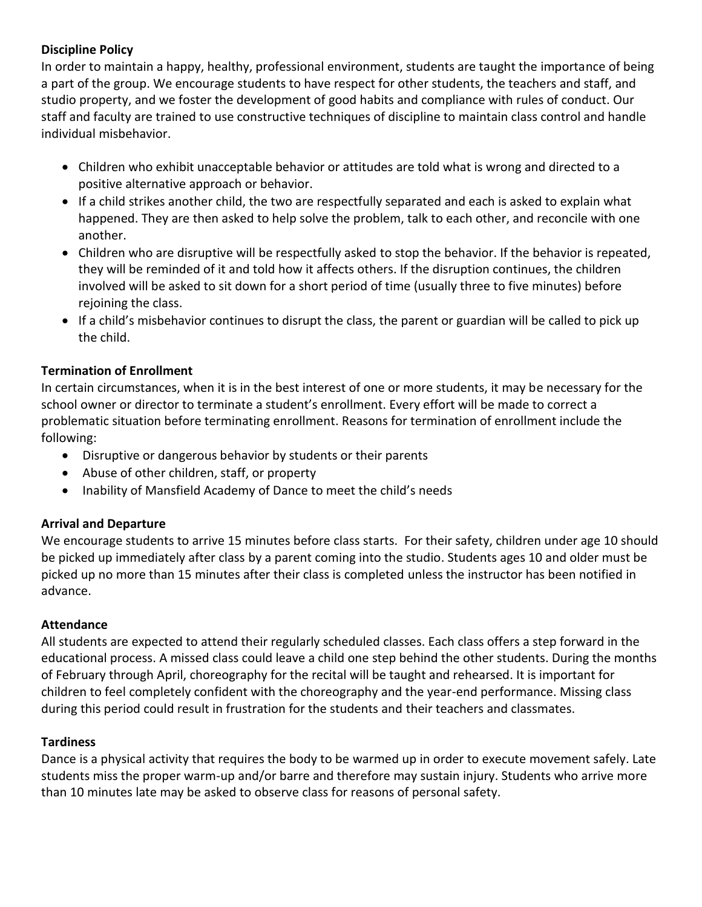**Discipline Policy**

In order to maintain a happy, healthy, professional environment, students are taught the importance of being a part of the group. We encourage students to have respect for other students, the teachers and staff, and studio property, and we foster the development of good habits and compliance with rules of conduct. Our staff and faculty are trained to use constructive techniques of discipline to maintain class control and handle individual misbehavior.

- Children who exhibit unacceptable behavior or attitudes are told what is wrong and directed to a positive alternative approach or behavior.
- If a child strikes another child, the two are respectfully separated and each is asked to explain what happened. They are then asked to help solve the problem, talk to each other, and reconcile with one another.
- Children who are disruptive will be respectfully asked to stop the behavior. If the behavior is repeated, they will be reminded of it and told how it affects others. If the disruption continues, the children involved will be asked to sit down for a short period of time (usually three to five minutes) before rejoining the class.
- If a child's misbehavior continues to disrupt the class, the parent or guardian will be called to pick up the child.

**Termination of Enrollment**

In certain circumstances, when it is in the best interest of one or more students, it may be necessary for the school owner or director to terminate a student's enrollment. Every effort will be made to correct a problematic situation before terminating enrollment. Reasons for termination of enrollment include the following:

- Disruptive or dangerous behavior by students or their parents
- Abuse of other children, staff, or property
- Inability of Mansfield Academy of Dance to meet the child's needs

**Arrival and Departure**

We encourage students to arrive 15 minutes before class starts. For their safety, children under age 10 should be picked up immediately after class by a parent coming into the studio. Students ages 10 and older must be picked up no more than 15 minutes after their class is completed unless the instructor has been notified in advance.

**Attendance**

All students are expected to attend their regularly scheduled classes. Each class offers a step forward in the educational process. A missed class could leave a child one step behind the other students. During the months of February through April, choreography for the recital will be taught and rehearsed. It is important for children to feel completely confident with the choreography and the year-end performance. Missing class during this period could result in frustration for the students and their teachers and classmates.

**Tardiness**

Dance is a physical activity that requires the body to be warmed up in order to execute movement safely. Late students miss the proper warm-up and/or barre and therefore may sustain injury. Students who arrive more than 10 minutes late may be asked to observe class for reasons of personal safety.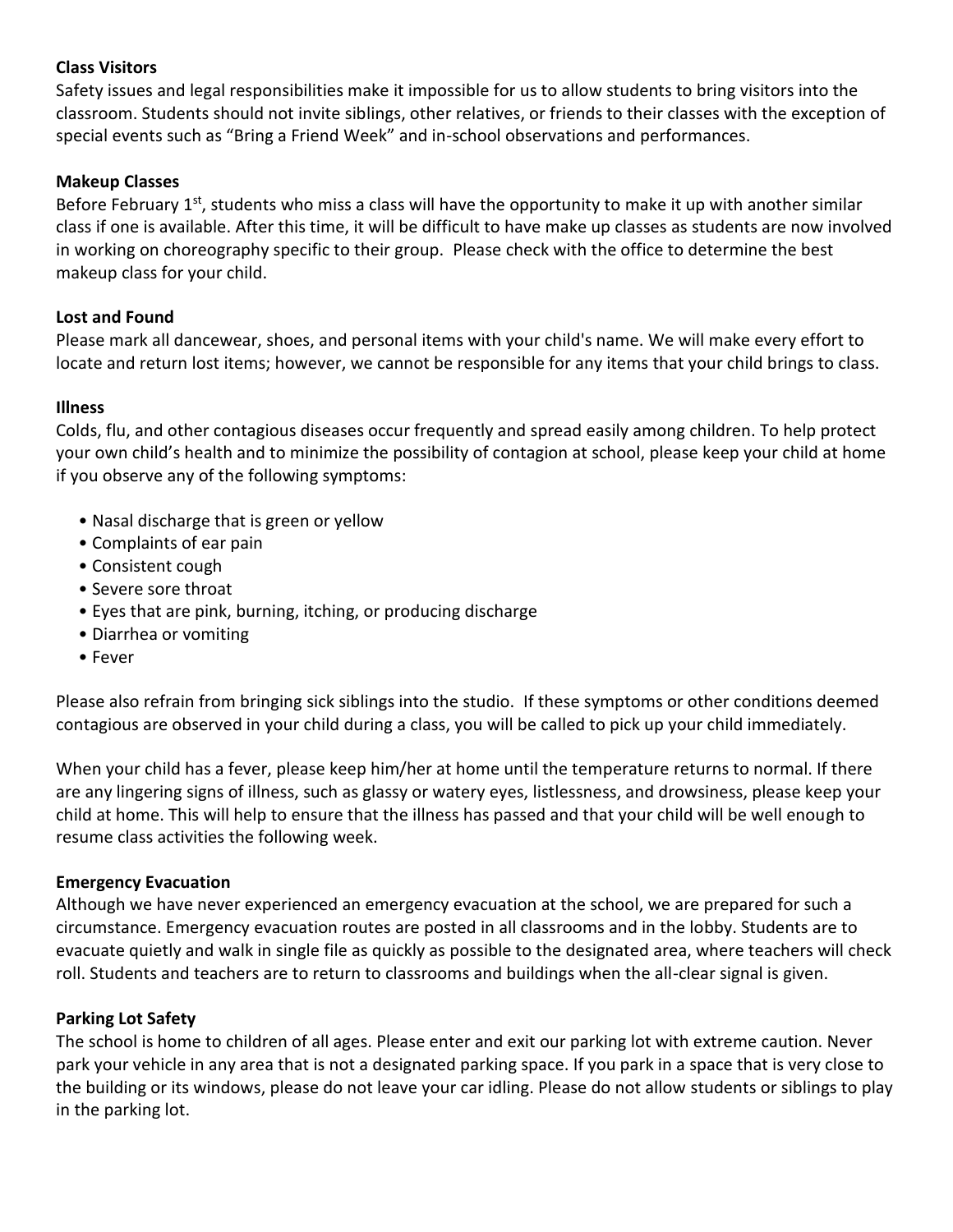**Class Visitors**

Safety issues and legal responsibilities make it impossible for us to allow students to bring visitors into the classroom. Students should not invite siblings, other relatives, or friends to their classes with the exception of special events such as "Bring a Friend Week" and in-school observations and performances.

**Makeup Classes**

Before February 1st, students who miss a class will have the opportunity to make it up with another similar class if one is available. After this time, it will be difficult to have make up classes as students are now involved in working on choreography specific to their group. Please check with the office to determine the best makeup class for your child.

**Lost and Found**

Please mark all dancewear, shoes, and personal items with your child's name. We will make every effort to locate and return lost items; however, we cannot be responsible for any items that your child brings to class.

**Illness**

Colds, flu, and other contagious diseases occur frequently and spread easily among children. To help protect your own child's health and to minimize the possibility of contagion at school, please keep your child at home if you observe any of the following symptoms:

- Nasal discharge that is green or yellow
- Complaints of ear pain
- Consistent cough
- Severe sore throat
- Eyes that are pink, burning, itching, or producing discharge
- Diarrhea or vomiting
- Fever

Please also refrain from bringing sick siblings into the studio. If these symptoms or other conditions deemed contagious are observed in your child during a class, you will be called to pick up your child immediately.

When your child has a fever, please keep him/her at home until the temperature returns to normal. If there are any lingering signs of illness, such as glassy or watery eyes, listlessness, and drowsiness, please keep your child at home. This will help to ensure that the illness has passed and that your child will be well enough to resume class activities the following week.

**Emergency Evacuation**

Although we have never experienced an emergency evacuation at the school, we are prepared for such a circumstance. Emergency evacuation routes are posted in all classrooms and in the lobby. Students are to evacuate quietly and walk in single file as quickly as possible to the designated area, where teachers will check roll. Students and teachers are to return to classrooms and buildings when the all-clear signal is given.

**Parking Lot Safety**

The school is home to children of all ages. Please enter and exit our parking lot with extreme caution. Never park your vehicle in any area that is not a designated parking space. If you park in a space that is very close to the building or its windows, please do not leave your car idling. Please do not allow students or siblings to play in the parking lot.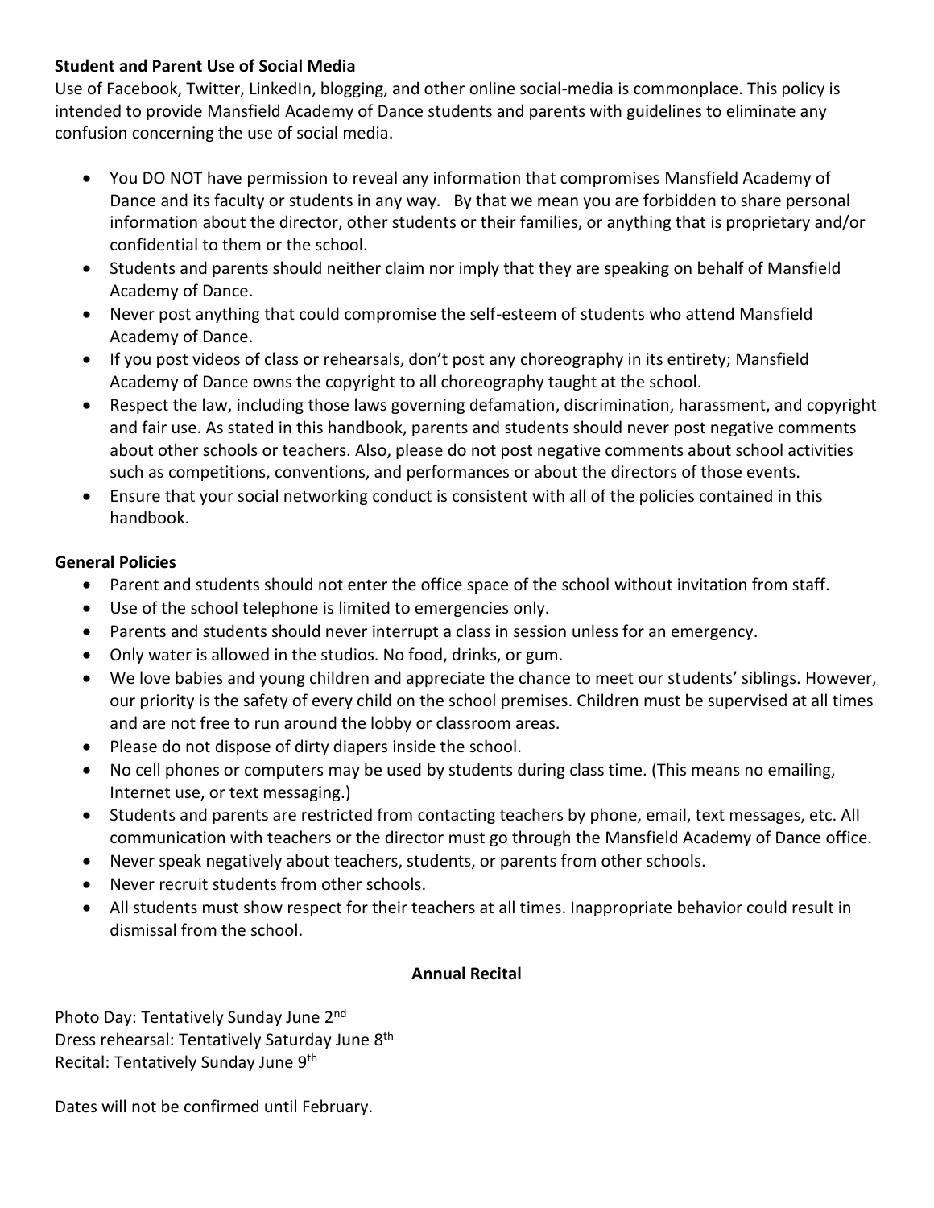**Student and Parent Use of Social Media**

Use of Facebook, Twitter, LinkedIn, blogging, and other online social-media is commonplace. This policy is intended to provide Mansfield Academy of Dance students and parents with guidelines to eliminate any confusion concerning the use of social media.

- You DO NOT have permission to reveal any information that compromises Mansfield Academy of Dance and its faculty or students in any way. By that we mean you are forbidden to share personal information about the director, other students or their families, or anything that is proprietary and/or confidential to them or the school.
- Students and parents should neither claim nor imply that they are speaking on behalf of Mansfield Academy of Dance.
- Never post anything that could compromise the self-esteem of students who attend Mansfield Academy of Dance.
- If you post videos of class or rehearsals, don't post any choreography in its entirety; Mansfield Academy of Dance owns the copyright to all choreography taught at the school.
- Respect the law, including those laws governing defamation, discrimination, harassment, and copyright and fair use. As stated in this handbook, parents and students should never post negative comments about other schools or teachers. Also, please do not post negative comments about school activities such as competitions, conventions, and performances or about the directors of those events.
- Ensure that your social networking conduct is consistent with all of the policies contained in this handbook.

**General Policies**

- Parent and students should not enter the office space of the school without invitation from staff.
- Use of the school telephone is limited to emergencies only.
- Parents and students should never interrupt a class in session unless for an emergency.
- Only water is allowed in the studios. No food, drinks, or gum.
- We love babies and young children and appreciate the chance to meet our students' siblings. However, our priority is the safety of every child on the school premises. Children must be supervised at all times and are not free to run around the lobby or classroom areas.
- Please do not dispose of dirty diapers inside the school.
- No cell phones or computers may be used by students during class time. (This means no emailing, Internet use, or text messaging.)
- Students and parents are restricted from contacting teachers by phone, email, text messages, etc. All communication with teachers or the director must go through the Mansfield Academy of Dance office.
- Never speak negatively about teachers, students, or parents from other schools.
- Never recruit students from other schools.
- All students must show respect for their teachers at all times. Inappropriate behavior could result in dismissal from the school.

**Annual Recital**

Photo Day: Tentatively Sunday June 2nd
Dress rehearsal: Tentatively Saturday June 8th
Recital: Tentatively Sunday June 9th

Dates will not be confirmed until February.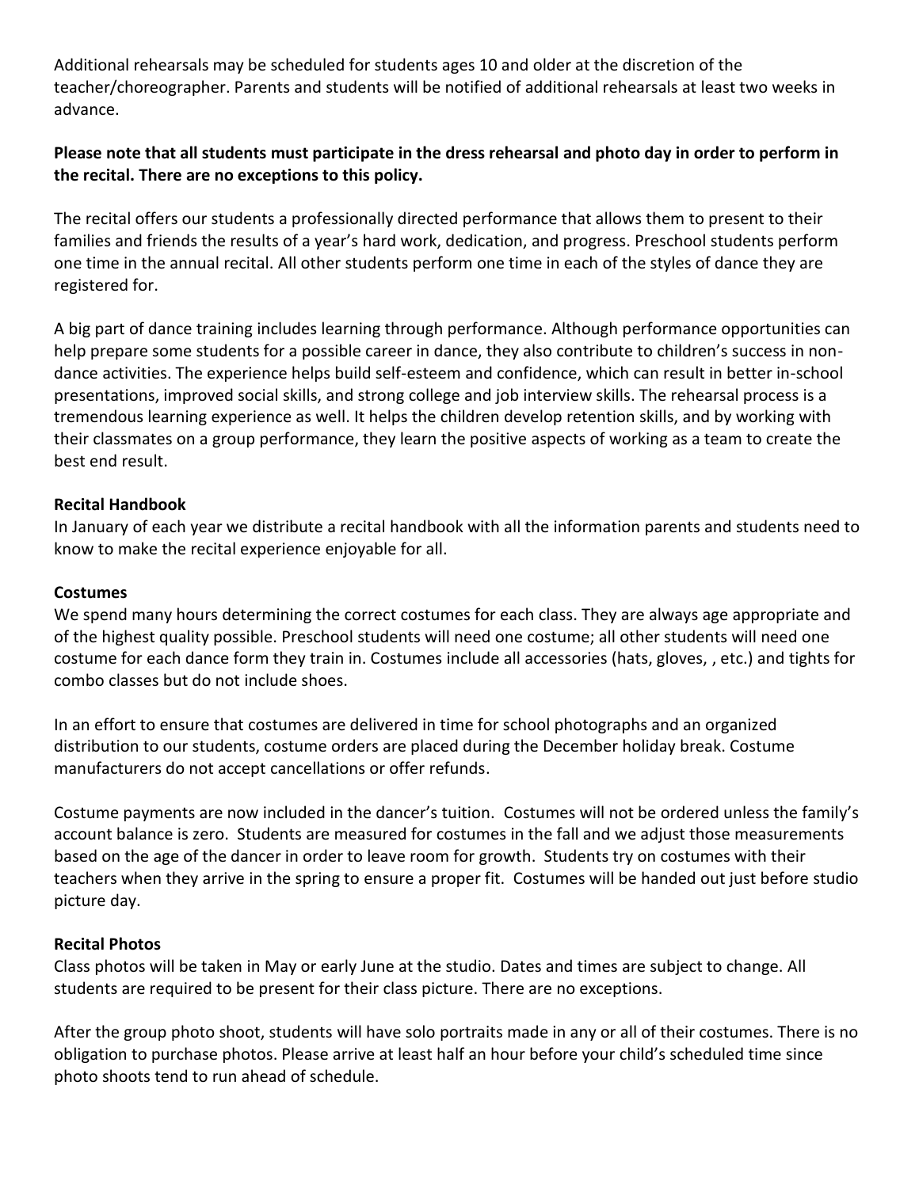Additional rehearsals may be scheduled for students ages 10 and older at the discretion of the teacher/choreographer. Parents and students will be notified of additional rehearsals at least two weeks in advance.

**Please note that all students must participate in the dress rehearsal and photo day in order to perform in the recital. There are no exceptions to this policy.**

The recital offers our students a professionally directed performance that allows them to present to their families and friends the results of a year's hard work, dedication, and progress. Preschool students perform one time in the annual recital. All other students perform one time in each of the styles of dance they are registered for.

A big part of dance training includes learning through performance. Although performance opportunities can help prepare some students for a possible career in dance, they also contribute to children's success in non-dance activities. The experience helps build self-esteem and confidence, which can result in better in-school presentations, improved social skills, and strong college and job interview skills. The rehearsal process is a tremendous learning experience as well. It helps the children develop retention skills, and by working with their classmates on a group performance, they learn the positive aspects of working as a team to create the best end result.

**Recital Handbook**

In January of each year we distribute a recital handbook with all the information parents and students need to know to make the recital experience enjoyable for all.

**Costumes**

We spend many hours determining the correct costumes for each class. They are always age appropriate and of the highest quality possible. Preschool students will need one costume; all other students will need one costume for each dance form they train in. Costumes include all accessories (hats, gloves, , etc.) and tights for combo classes but do not include shoes.

In an effort to ensure that costumes are delivered in time for school photographs and an organized distribution to our students, costume orders are placed during the December holiday break. Costume manufacturers do not accept cancellations or offer refunds.

Costume payments are now included in the dancer's tuition. Costumes will not be ordered unless the family's account balance is zero. Students are measured for costumes in the fall and we adjust those measurements based on the age of the dancer in order to leave room for growth. Students try on costumes with their teachers when they arrive in the spring to ensure a proper fit. Costumes will be handed out just before studio picture day.

**Recital Photos**

Class photos will be taken in May or early June at the studio. Dates and times are subject to change. All students are required to be present for their class picture. There are no exceptions.

After the group photo shoot, students will have solo portraits made in any or all of their costumes. There is no obligation to purchase photos. Please arrive at least half an hour before your child's scheduled time since photo shoots tend to run ahead of schedule.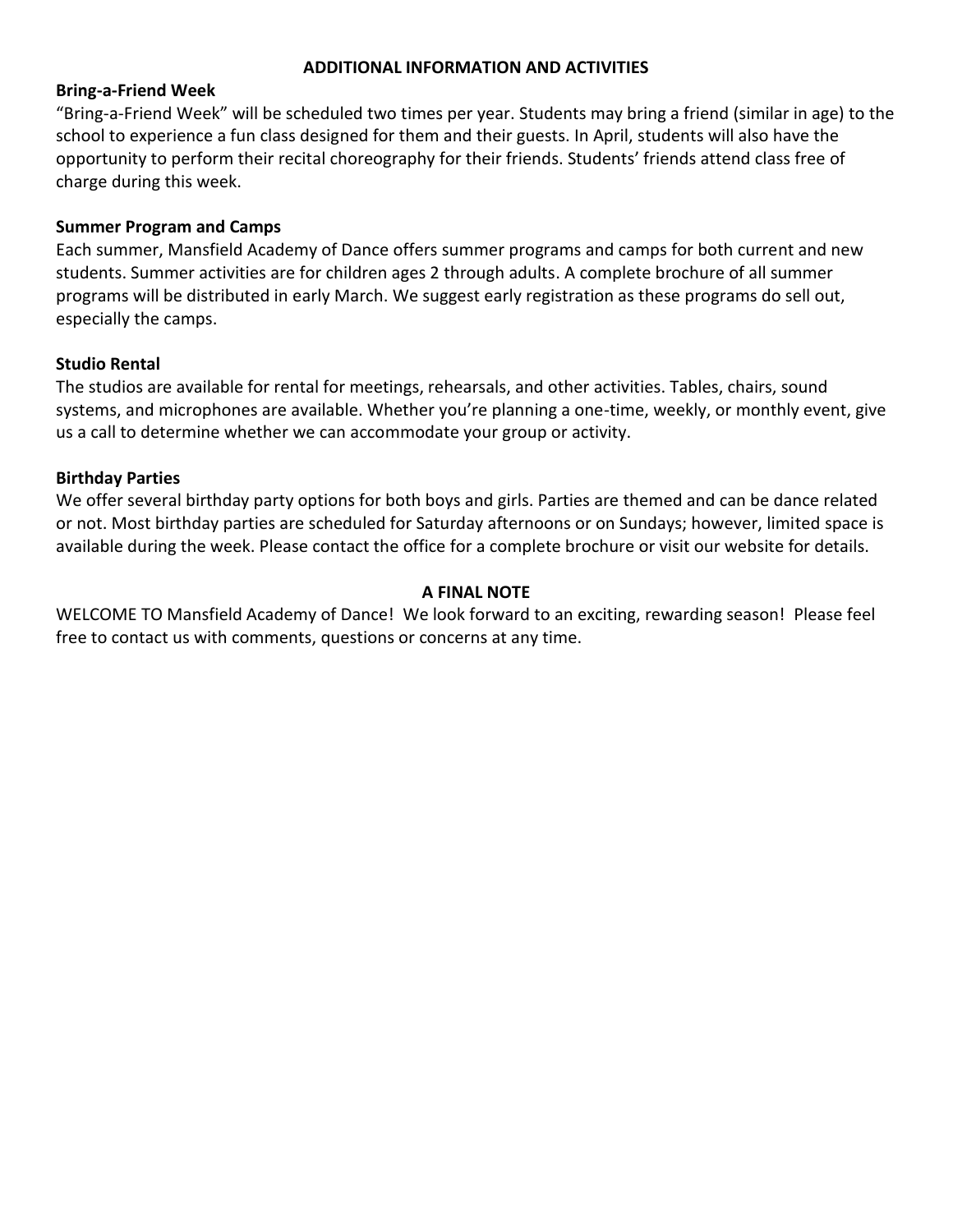## ADDITIONAL INFORMATION AND ACTIVITIES

### Bring-a-Friend Week

"Bring-a-Friend Week" will be scheduled two times per year. Students may bring a friend (similar in age) to the school to experience a fun class designed for them and their guests. In April, students will also have the opportunity to perform their recital choreography for their friends. Students' friends attend class free of charge during this week.

### Summer Program and Camps

Each summer, Mansfield Academy of Dance offers summer programs and camps for both current and new students. Summer activities are for children ages 2 through adults. A complete brochure of all summer programs will be distributed in early March. We suggest early registration as these programs do sell out, especially the camps.

### Studio Rental

The studios are available for rental for meetings, rehearsals, and other activities. Tables, chairs, sound systems, and microphones are available. Whether you're planning a one-time, weekly, or monthly event, give us a call to determine whether we can accommodate your group or activity.

### Birthday Parties

We offer several birthday party options for both boys and girls. Parties are themed and can be dance related or not. Most birthday parties are scheduled for Saturday afternoons or on Sundays; however, limited space is available during the week. Please contact the office for a complete brochure or visit our website for details.

## A FINAL NOTE

WELCOME TO Mansfield Academy of Dance! We look forward to an exciting, rewarding season! Please feel free to contact us with comments, questions or concerns at any time.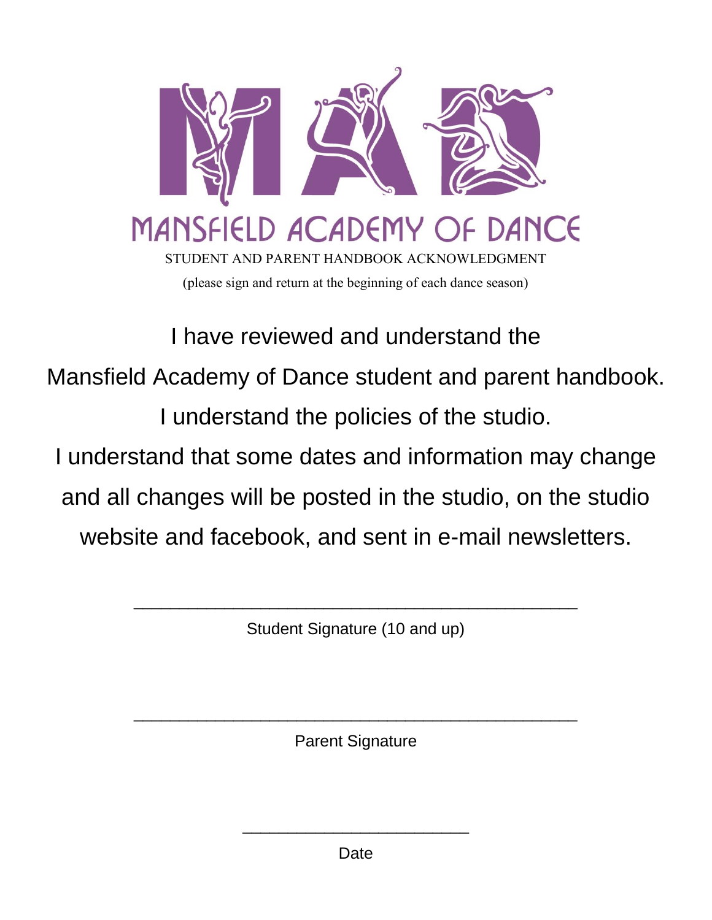# MANSFIELD ACADEMY OF DANCE

STUDENT AND PARENT HANDBOOK ACKNOWLEDGMENT

(please sign and return at the beginning of each dance season)

I have reviewed and understand the
Mansfield Academy of Dance student and parent handbook.
I understand the policies of the studio.
I understand that some dates and information may change and all changes will be posted in the studio, on the studio website and facebook, and sent in e-mail newsletters.

\_\_\_\_\_\_\_\_\_\_\_\_\_\_\_\_\_\_\_\_\_\_\_\_\_\_\_\_\_\_\_\_\_\_\_\_\_\_\_\_\_\_

Student Signature (10 and up)

\_\_\_\_\_\_\_\_\_\_\_\_\_\_\_\_\_\_\_\_\_\_\_\_\_\_\_\_\_\_\_\_\_\_\_\_\_\_\_\_\_\_

Parent Signature

\_\_\_\_\_\_\_\_\_\_\_\_\_\_\_\_\_\_\_\_\_\_\_\_

Date